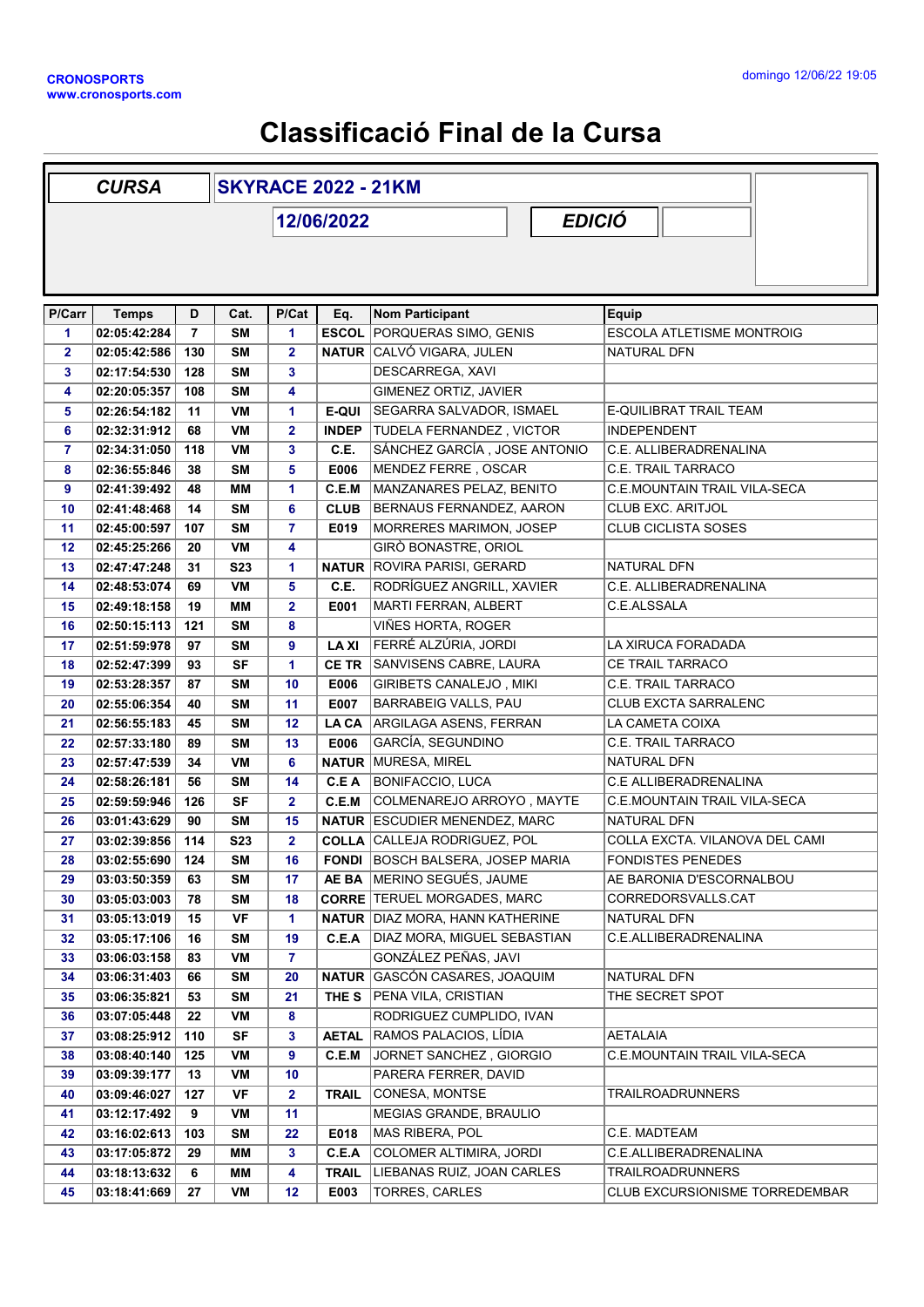CRONOSPORTS
www.cronosports.com

domingo 12/06/22 19:05

# Classificació Final de la Cursa

| CURSA | SKYRACE 2022 - 21KM |
| --- | --- |
| 12/06/2022 | EDICIÓ |

| P/Carr | Temps | D | Cat. | P/Cat | Eq. | Nom Participant | Equip |
| --- | --- | --- | --- | --- | --- | --- | --- |
| 1 | 02:05:42:284 | 7 | SM | 1 | ESCOL | PORQUERAS SIMO, GENIS | ESCOLA ATLETISME MONTROIG |
| 2 | 02:05:42:586 | 130 | SM | 2 | NATUR | CALVÓ VIGARA, JULEN | NATURAL DFN |
| 3 | 02:17:54:530 | 128 | SM | 3 | | DESCARREGA, XAVI | |
| 4 | 02:20:05:357 | 108 | SM | 4 | | GIMENEZ ORTIZ, JAVIER | |
| 5 | 02:26:54:182 | 11 | VM | 1 | E-QUI | SEGARRA SALVADOR, ISMAEL | E-QUILIBRAT TRAIL TEAM |
| 6 | 02:32:31:912 | 68 | VM | 2 | INDEP | TUDELA FERNANDEZ , VICTOR | INDEPENDENT |
| 7 | 02:34:31:050 | 118 | VM | 3 | C.E. | SÁNCHEZ GARCÍA , JOSE ANTONIO | C.E. ALLIBERADRENALINA |
| 8 | 02:36:55:846 | 38 | SM | 5 | E006 | MENDEZ FERRE , OSCAR | C.E. TRAIL TARRACO |
| 9 | 02:41:39:492 | 48 | MM | 1 | C.E.M | MANZANARES PELAZ, BENITO | C.E.MOUNTAIN TRAIL VILA-SECA |
| 10 | 02:41:48:468 | 14 | SM | 6 | CLUB | BERNAUS FERNANDEZ, AARON | CLUB EXC. ARITJOL |
| 11 | 02:45:00:597 | 107 | SM | 7 | E019 | MORRERES MARIMON, JOSEP | CLUB CICLISTA SOSES |
| 12 | 02:45:25:266 | 20 | VM | 4 | | GIRÒ BONASTRE, ORIOL | |
| 13 | 02:47:47:248 | 31 | S23 | 1 | NATUR | ROVIRA PARISI, GERARD | NATURAL DFN |
| 14 | 02:48:53:074 | 69 | VM | 5 | C.E. | RODRÍGUEZ ANGRILL, XAVIER | C.E. ALLIBERADRENALINA |
| 15 | 02:49:18:158 | 19 | MM | 2 | E001 | MARTI FERRAN, ALBERT | C.E.ALSSALA |
| 16 | 02:50:15:113 | 121 | SM | 8 | | VIÑES HORTA, ROGER | |
| 17 | 02:51:59:978 | 97 | SM | 9 | LA XI | FERRÉ ALZÚRIA, JORDI | LA XIRUCA FORADADA |
| 18 | 02:52:47:399 | 93 | SF | 1 | CE TR | SANVISENS CABRE, LAURA | CE TRAIL TARRACO |
| 19 | 02:53:28:357 | 87 | SM | 10 | E006 | GIRIBETS CANALEJO , MIKI | C.E. TRAIL TARRACO |
| 20 | 02:55:06:354 | 40 | SM | 11 | E007 | BARRABEIG VALLS, PAU | CLUB EXCTA SARRALENC |
| 21 | 02:56:55:183 | 45 | SM | 12 | LA CA | ARGILAGA ASENS, FERRAN | LA CAMETA COIXA |
| 22 | 02:57:33:180 | 89 | SM | 13 | E006 | GARCÍA, SEGUNDINO | C.E. TRAIL TARRACO |
| 23 | 02:57:47:539 | 34 | VM | 6 | NATUR | MURESA, MIREL | NATURAL DFN |
| 24 | 02:58:26:181 | 56 | SM | 14 | C.E A | BONIFACCIO, LUCA | C.E ALLIBERADRENALINA |
| 25 | 02:59:59:946 | 126 | SF | 2 | C.E.M | COLMENAREJO ARROYO , MAYTE | C.E.MOUNTAIN TRAIL VILA-SECA |
| 26 | 03:01:43:629 | 90 | SM | 15 | NATUR | ESCUDIER MENENDEZ, MARC | NATURAL DFN |
| 27 | 03:02:39:856 | 114 | S23 | 2 | COLLA | CALLEJA RODRIGUEZ, POL | COLLA EXCTA. VILANOVA DEL CAMI |
| 28 | 03:02:55:690 | 124 | SM | 16 | FONDI | BOSCH BALSERA, JOSEP MARIA | FONDISTES PENEDES |
| 29 | 03:03:50:359 | 63 | SM | 17 | AE BA | MERINO SEGUÉS, JAUME | AE BARONIA D'ESCORNALBOU |
| 30 | 03:05:03:003 | 78 | SM | 18 | CORRE | TERUEL MORGADES, MARC | CORREDORSVALLS.CAT |
| 31 | 03:05:13:019 | 15 | VF | 1 | NATUR | DIAZ MORA, HANN KATHERINE | NATURAL DFN |
| 32 | 03:05:17:106 | 16 | SM | 19 | C.E.A | DIAZ MORA, MIGUEL SEBASTIAN | C.E.ALLIBERADRENALINA |
| 33 | 03:06:03:158 | 83 | VM | 7 | | GONZÁLEZ PEÑAS, JAVI | |
| 34 | 03:06:31:403 | 66 | SM | 20 | NATUR | GASCÓN CASARES, JOAQUIM | NATURAL DFN |
| 35 | 03:06:35:821 | 53 | SM | 21 | THE S | PENA VILA, CRISTIAN | THE SECRET SPOT |
| 36 | 03:07:05:448 | 22 | VM | 8 | | RODRIGUEZ CUMPLIDO, IVAN | |
| 37 | 03:08:25:912 | 110 | SF | 3 | AETAL | RAMOS PALACIOS, LÍDIA | AETALAIA |
| 38 | 03:08:40:140 | 125 | VM | 9 | C.E.M | JORNET SANCHEZ , GIORGIO | C.E.MOUNTAIN TRAIL VILA-SECA |
| 39 | 03:09:39:177 | 13 | VM | 10 | | PARERA FERRER, DAVID | |
| 40 | 03:09:46:027 | 127 | VF | 2 | TRAIL | CONESA, MONTSE | TRAILROADRUNNERS |
| 41 | 03:12:17:492 | 9 | VM | 11 | | MEGIAS GRANDE, BRAULIO | |
| 42 | 03:16:02:613 | 103 | SM | 22 | E018 | MAS RIBERA, POL | C.E. MADTEAM |
| 43 | 03:17:05:872 | 29 | MM | 3 | C.E.A | COLOMER ALTIMIRA, JORDI | C.E.ALLIBERADRENALINA |
| 44 | 03:18:13:632 | 6 | MM | 4 | TRAIL | LIEBANAS RUIZ, JOAN CARLES | TRAILROADRUNNERS |
| 45 | 03:18:41:669 | 27 | VM | 12 | E003 | TORRES, CARLES | CLUB EXCURSIONISME TORREDEMBAR |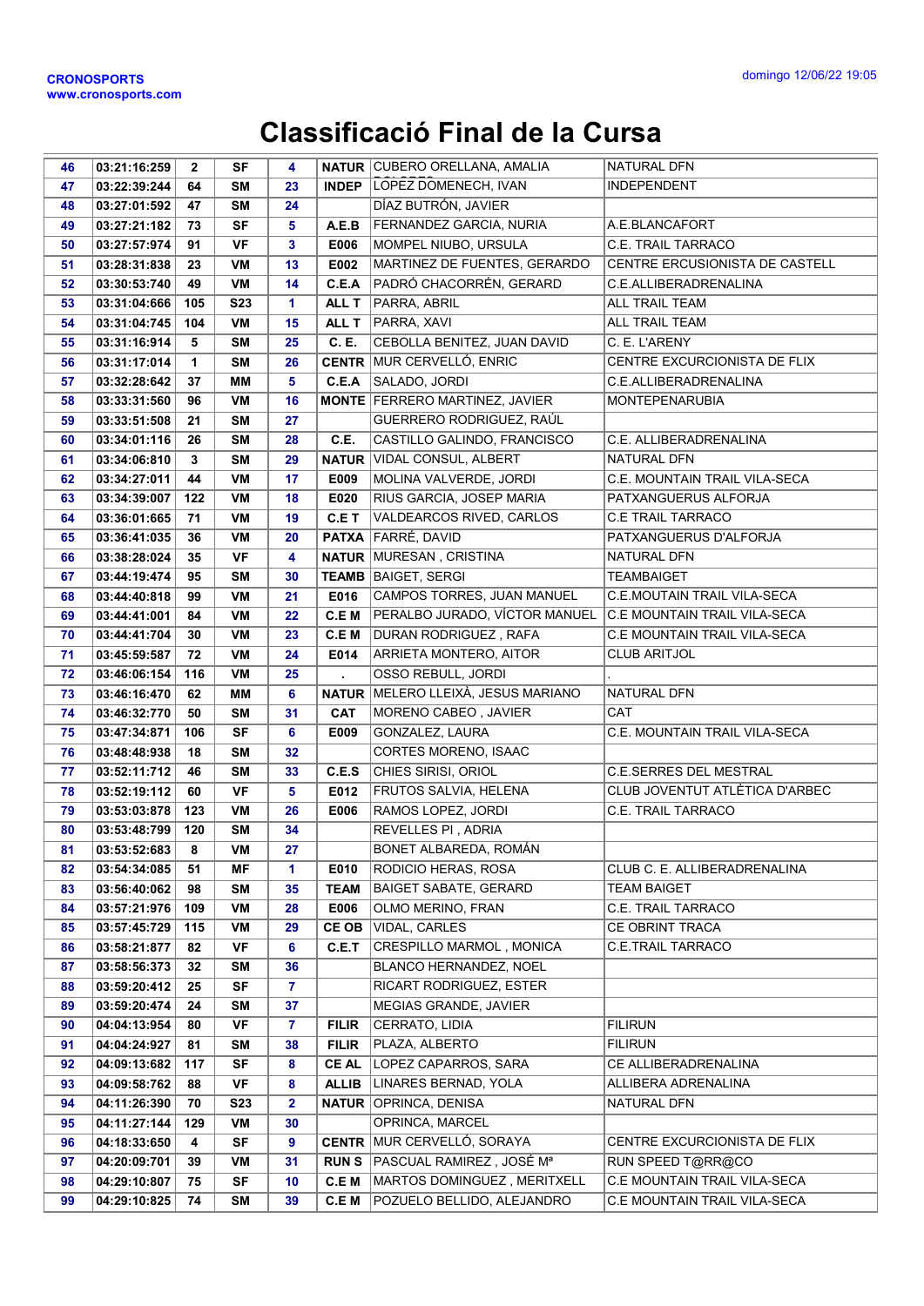# Classificació Final de la Cursa

| | | | | | | | |
|---|---|---|---|---|---|---|---|
| 46 | 03:21:16:259 | 2 | SF | 4 | NATUR | CUBERO ORELLANA, AMALIA | NATURAL DFN |
| 47 | 03:22:39:244 | 64 | SM | 23 | INDEP | LÓPEZ DOMENECH, IVAN | INDEPENDENT |
| 48 | 03:27:01:592 | 47 | SM | 24 | | DÍAZ BUTRÓN, JAVIER | |
| 49 | 03:27:21:182 | 73 | SF | 5 | A.E.B | FERNANDEZ GARCIA, NURIA | A.E.BLANCAFORT |
| 50 | 03:27:57:974 | 91 | VF | 3 | E006 | MOMPEL NIUBO, URSULA | C.E. TRAIL TARRACO |
| 51 | 03:28:31:838 | 23 | VM | 13 | E002 | MARTINEZ DE FUENTES, GERARDO | CENTRE ERCUSIONISTA DE CASTELL |
| 52 | 03:30:53:740 | 49 | VM | 14 | C.E.A | PADRÓ CHACORRÉN, GERARD | C.E.ALLIBERADRENALINA |
| 53 | 03:31:04:666 | 105 | S23 | 1 | ALL T | PARRA, ABRIL | ALL TRAIL TEAM |
| 54 | 03:31:04:745 | 104 | VM | 15 | ALL T | PARRA, XAVI | ALL TRAIL TEAM |
| 55 | 03:31:16:914 | 5 | SM | 25 | C. E. | CEBOLLA BENITEZ, JUAN DAVID | C. E. L'ARENY |
| 56 | 03:31:17:014 | 1 | SM | 26 | CENTR | MUR CERVELLÓ, ENRIC | CENTRE EXCURCIONISTA DE FLIX |
| 57 | 03:32:28:642 | 37 | MM | 5 | C.E.A | SALADO, JORDI | C.E.ALLIBERADRENALINA |
| 58 | 03:33:31:560 | 96 | VM | 16 | MONTE | FERRERO MARTINEZ, JAVIER | MONTEPENARUBIA |
| 59 | 03:33:51:508 | 21 | SM | 27 | | GUERRERO RODRIGUEZ, RAÚL | |
| 60 | 03:34:01:116 | 26 | SM | 28 | C.E. | CASTILLO GALINDO, FRANCISCO | C.E. ALLIBERADRENALINA |
| 61 | 03:34:06:810 | 3 | SM | 29 | NATUR | VIDAL CONSUL, ALBERT | NATURAL DFN |
| 62 | 03:34:27:011 | 44 | VM | 17 | E009 | MOLINA VALVERDE, JORDI | C.E. MOUNTAIN TRAIL VILA-SECA |
| 63 | 03:34:39:007 | 122 | VM | 18 | E020 | RIUS GARCIA, JOSEP MARIA | PATXANGUERUS ALFORJA |
| 64 | 03:36:01:665 | 71 | VM | 19 | C.E T | VALDEARCOS RIVED, CARLOS | C.E TRAIL TARRACO |
| 65 | 03:36:41:035 | 36 | VM | 20 | PATXA | FARRÉ, DAVID | PATXANGUERUS D'ALFORJA |
| 66 | 03:38:28:024 | 35 | VF | 4 | NATUR | MURESAN , CRISTINA | NATURAL DFN |
| 67 | 03:44:19:474 | 95 | SM | 30 | TEAMB | BAIGET, SERGI | TEAMBAIGET |
| 68 | 03:44:40:818 | 99 | VM | 21 | E016 | CAMPOS TORRES, JUAN MANUEL | C.E.MOUTAIN TRAIL VILA-SECA |
| 69 | 03:44:41:001 | 84 | VM | 22 | C.E M | PERALBO JURADO, VÍCTOR MANUEL | C.E MOUNTAIN TRAIL VILA-SECA |
| 70 | 03:44:41:704 | 30 | VM | 23 | C.E M | DURAN RODRIGUEZ , RAFA | C.E MOUNTAIN TRAIL VILA-SECA |
| 71 | 03:45:59:587 | 72 | VM | 24 | E014 | ARRIETA MONTERO, AITOR | CLUB ARITJOL |
| 72 | 03:46:06:154 | 116 | VM | 25 | . | OSSO REBULL, JORDI | . |
| 73 | 03:46:16:470 | 62 | MM | 6 | NATUR | MELERO LLEIXÀ, JESUS MARIANO | NATURAL DFN |
| 74 | 03:46:32:770 | 50 | SM | 31 | CAT | MORENO CABEO , JAVIER | CAT |
| 75 | 03:47:34:871 | 106 | SF | 6 | E009 | GONZALEZ, LAURA | C.E. MOUNTAIN TRAIL VILA-SECA |
| 76 | 03:48:48:938 | 18 | SM | 32 | | CORTES MORENO, ISAAC | |
| 77 | 03:52:11:712 | 46 | SM | 33 | C.E.S | CHIES SIRISI, ORIOL | C.E.SERRES DEL MESTRAL |
| 78 | 03:52:19:112 | 60 | VF | 5 | E012 | FRUTOS SALVIA, HELENA | CLUB JOVENTUT ATLÈTICA D'ARBEC |
| 79 | 03:53:03:878 | 123 | VM | 26 | E006 | RAMOS LOPEZ, JORDI | C.E. TRAIL TARRACO |
| 80 | 03:53:48:799 | 120 | SM | 34 | | REVELLES PI , ADRIA | |
| 81 | 03:53:52:683 | 8 | VM | 27 | | BONET ALBAREDA, ROMÁN | |
| 82 | 03:54:34:085 | 51 | MF | 1 | E010 | RODICIO HERAS, ROSA | CLUB C. E. ALLIBERADRENALINA |
| 83 | 03:56:40:062 | 98 | SM | 35 | TEAM | BAIGET SABATE, GERARD | TEAM BAIGET |
| 84 | 03:57:21:976 | 109 | VM | 28 | E006 | OLMO MERINO, FRAN | C.E. TRAIL TARRACO |
| 85 | 03:57:45:729 | 115 | VM | 29 | CE OB | VIDAL, CARLES | CE OBRINT TRACA |
| 86 | 03:58:21:877 | 82 | VF | 6 | C.E.T | CRESPILLO MARMOL , MONICA | C.E.TRAIL TARRACO |
| 87 | 03:58:56:373 | 32 | SM | 36 | | BLANCO HERNANDEZ, NOEL | |
| 88 | 03:59:20:412 | 25 | SF | 7 | | RICART RODRIGUEZ, ESTER | |
| 89 | 03:59:20:474 | 24 | SM | 37 | | MEGIAS GRANDE, JAVIER | |
| 90 | 04:04:13:954 | 80 | VF | 7 | FILIR | CERRATO, LIDIA | FILIRUN |
| 91 | 04:04:24:927 | 81 | SM | 38 | FILIR | PLAZA, ALBERTO | FILIRUN |
| 92 | 04:09:13:682 | 117 | SF | 8 | CE AL | LOPEZ CAPARROS, SARA | CE ALLIBERADRENALINA |
| 93 | 04:09:58:762 | 88 | VF | 8 | ALLIB | LINARES BERNAD, YOLA | ALLIBERA ADRENALINA |
| 94 | 04:11:26:390 | 70 | S23 | 2 | NATUR | OPRINCA, DENISA | NATURAL DFN |
| 95 | 04:11:27:144 | 129 | VM | 30 | | OPRINCA, MARCEL | |
| 96 | 04:18:33:650 | 4 | SF | 9 | CENTR | MUR CERVELLÓ, SORAYA | CENTRE EXCURCIONISTA DE FLIX |
| 97 | 04:20:09:701 | 39 | VM | 31 | RUN S | PASCUAL RAMIREZ , JOSÉ Mª | RUN SPEED T@RR@CO |
| 98 | 04:29:10:807 | 75 | SF | 10 | C.E M | MARTOS DOMINGUEZ , MERITXELL | C.E MOUNTAIN TRAIL VILA-SECA |
| 99 | 04:29:10:825 | 74 | SM | 39 | C.E M | POZUELO BELLIDO, ALEJANDRO | C.E MOUNTAIN TRAIL VILA-SECA |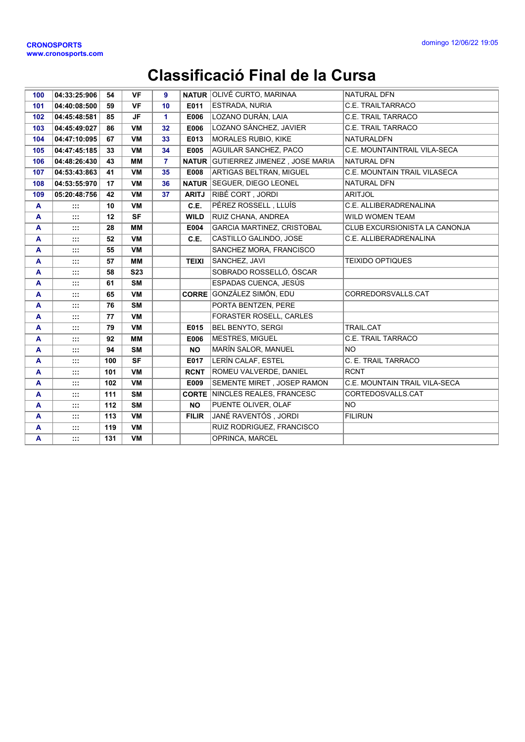# Classificació Final de la Cursa

| | | | | | | | |
|---|---|---|---|---|---|---|---|
| 100 | 04:33:25:906 | 54 | VF | 9 | NATUR | OLIVÉ CURTO, MARINAA | NATURAL DFN |
| 101 | 04:40:08:500 | 59 | VF | 10 | E011 | ESTRADA, NURIA | C.E. TRAILTARRACO |
| 102 | 04:45:48:581 | 85 | JF | 1 | E006 | LOZANO DURÀN, LAIA | C.E. TRAIL TARRACO |
| 103 | 04:45:49:027 | 86 | VM | 32 | E006 | LOZANO SÁNCHEZ, JAVIER | C.E. TRAIL TARRACO |
| 104 | 04:47:10:095 | 67 | VM | 33 | E013 | MORALES RUBIO, KIKE | NATURALDFN |
| 105 | 04:47:45:185 | 33 | VM | 34 | E005 | AGUILAR SANCHEZ, PACO | C.E. MOUNTAINTRAIL VILA-SECA |
| 106 | 04:48:26:430 | 43 | MM | 7 | NATUR | GUTIERREZ JIMENEZ , JOSE MARIA | NATURAL DFN |
| 107 | 04:53:43:863 | 41 | VM | 35 | E008 | ARTIGAS BELTRAN, MIGUEL | C.E. MOUNTAIN TRAIL VILASECA |
| 108 | 04:53:55:970 | 17 | VM | 36 | NATUR | SEGUER, DIEGO LEONEL | NATURAL DFN |
| 109 | 05:20:48:756 | 42 | VM | 37 | ARITJ | RIBÉ CORT , JORDI | ARITJOL |
| A | ::: | 10 | VM | | C.E. | PÉREZ ROSSELL , LLUÍS | C.E. ALLIBERADRENALINA |
| A | ::: | 12 | SF | | WILD | RUIZ CHANA, ANDREA | WILD WOMEN TEAM |
| A | ::: | 28 | MM | | E004 | GARCIA MARTINEZ, CRISTOBAL | CLUB EXCURSIONISTA LA CANONJA |
| A | ::: | 52 | VM | | C.E. | CASTILLO GALINDO, JOSE | C.E. ALLIBERADRENALINA |
| A | ::: | 55 | VM | | | SANCHEZ MORA, FRANCISCO | |
| A | ::: | 57 | MM | | TEIXI | SANCHEZ, JAVI | TEIXIDO OPTIQUES |
| A | ::: | 58 | S23 | | | SOBRADO ROSSELLÓ, ÓSCAR | |
| A | ::: | 61 | SM | | | ESPADAS CUENCA, JESÚS | |
| A | ::: | 65 | VM | | CORRE | GONZÁLEZ SIMÓN, EDU | CORREDORSVALLS.CAT |
| A | ::: | 76 | SM | | | PORTA BENTZEN, PERE | |
| A | ::: | 77 | VM | | | FORASTER ROSELL, CARLES | |
| A | ::: | 79 | VM | | E015 | BEL BENYTO, SERGI | TRAIL.CAT |
| A | ::: | 92 | MM | | E006 | MESTRES, MIGUEL | C.E. TRAIL TARRACO |
| A | ::: | 94 | SM | | NO | MARÍN SALOR, MANUEL | NO |
| A | ::: | 100 | SF | | E017 | LERÍN CALAF, ESTEL | C. E. TRAIL TARRACO |
| A | ::: | 101 | VM | | RCNT | ROMEU VALVERDE, DANIEL | RCNT |
| A | ::: | 102 | VM | | E009 | SEMENTE MIRET , JOSEP RAMON | C.E. MOUNTAIN TRAIL VILA-SECA |
| A | ::: | 111 | SM | | CORTE | NINCLES REALES, FRANCESC | CORTEDOSVALLS.CAT |
| A | ::: | 112 | SM | | NO | PUENTE OLIVER, OLAF | NO |
| A | ::: | 113 | VM | | FILIR | JANÉ RAVENTÓS , JORDI | FILIRUN |
| A | ::: | 119 | VM | | | RUIZ RODRIGUEZ, FRANCISCO | |
| A | ::: | 131 | VM | | | OPRINCA, MARCEL | |